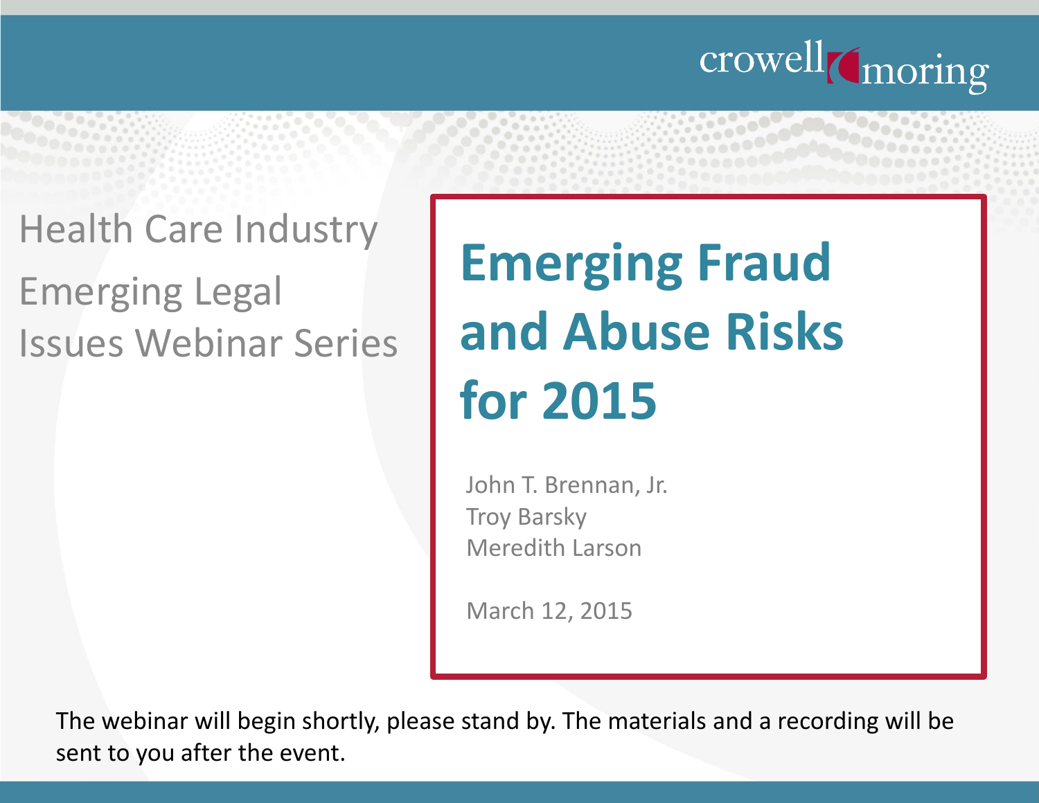crowell moring

Health Care Industry

Emerging Legal Issues Webinar Series

# Emerging Fraud and Abuse Risks for 2015

John T. Brennan, Jr.
Troy Barsky
Meredith Larson

March 12, 2015

The webinar will begin shortly, please stand by. The materials and a recording will be sent to you after the event.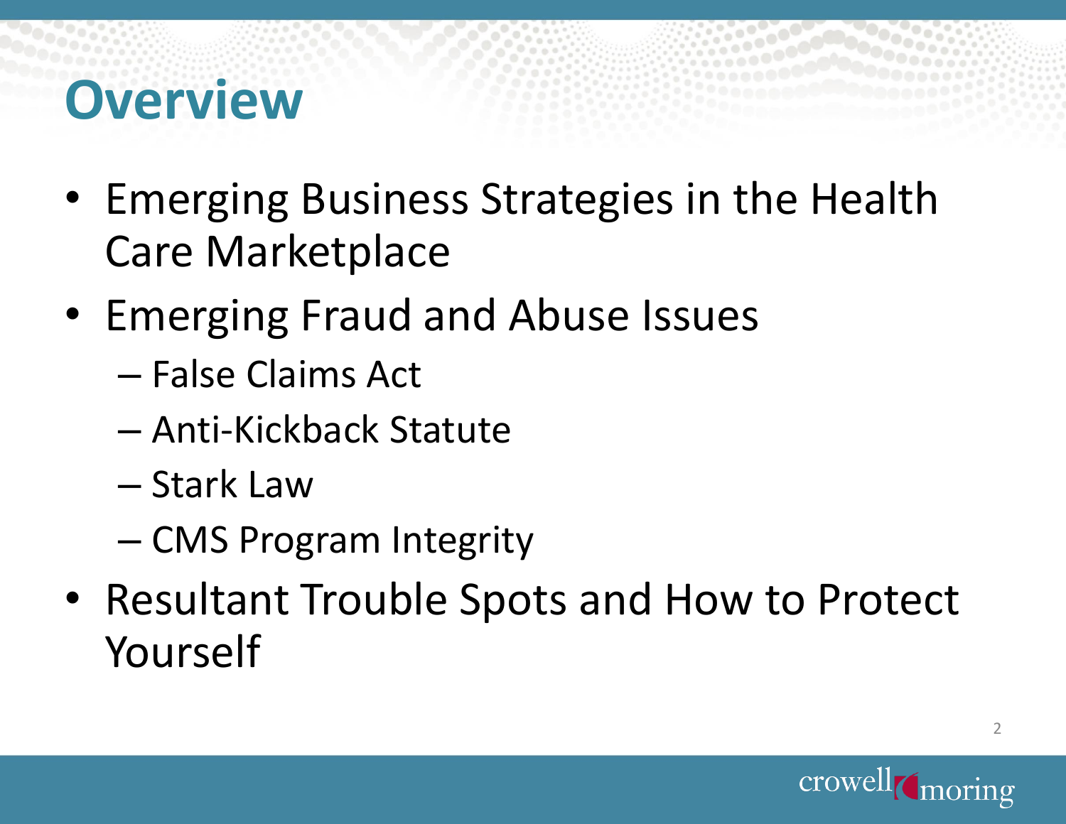# Overview

- Emerging Business Strategies in the Health Care Marketplace
- Emerging Fraud and Abuse Issues
  - False Claims Act
  - Anti-Kickback Statute
  - Stark Law
  - CMS Program Integrity
- Resultant Trouble Spots and How to Protect Yourself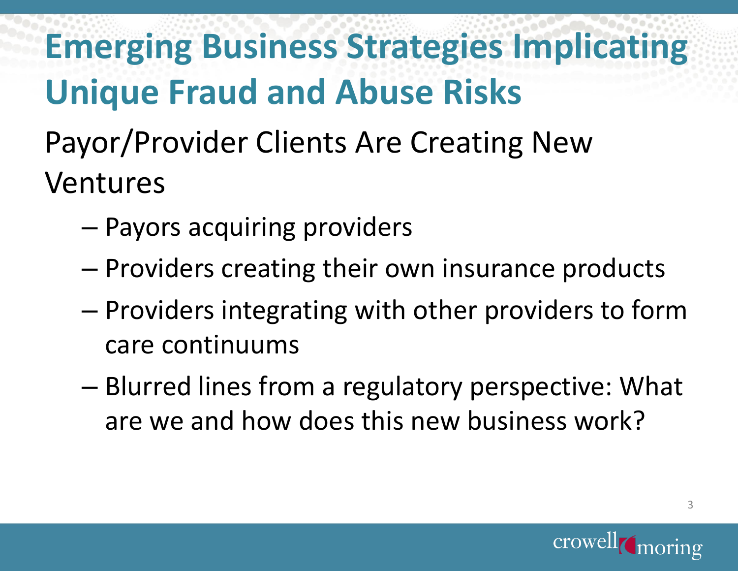# Emerging Business Strategies Implicating Unique Fraud and Abuse Risks

Payor/Provider Clients Are Creating New Ventures

- Payors acquiring providers
- Providers creating their own insurance products
- Providers integrating with other providers to form care continuums
- Blurred lines from a regulatory perspective: What are we and how does this new business work?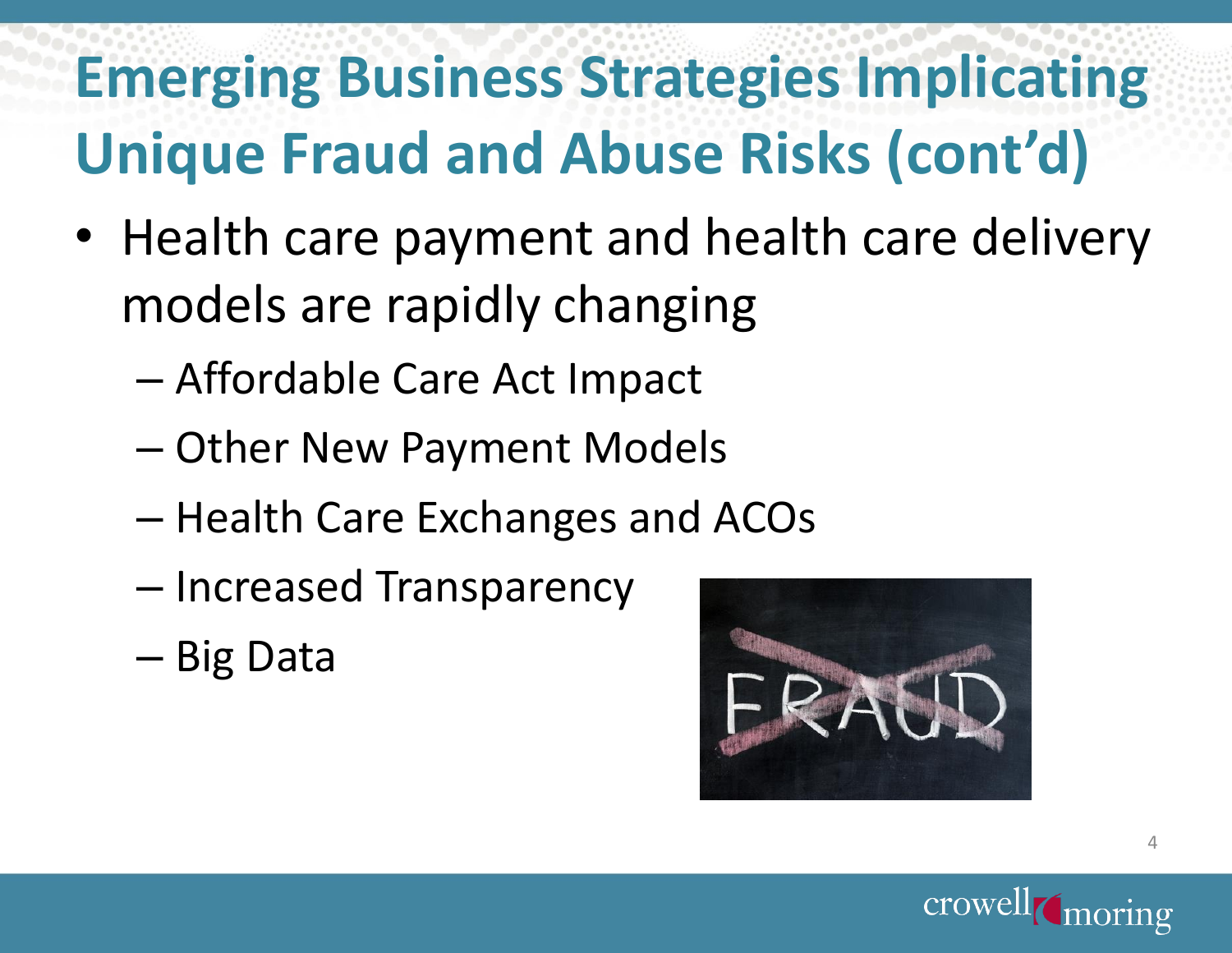# Emerging Business Strategies Implicating Unique Fraud and Abuse Risks (cont'd)

- Health care payment and health care delivery models are rapidly changing
  - Affordable Care Act Impact
  - Other New Payment Models
  - Health Care Exchanges and ACOs
  - Increased Transparency
  - Big Data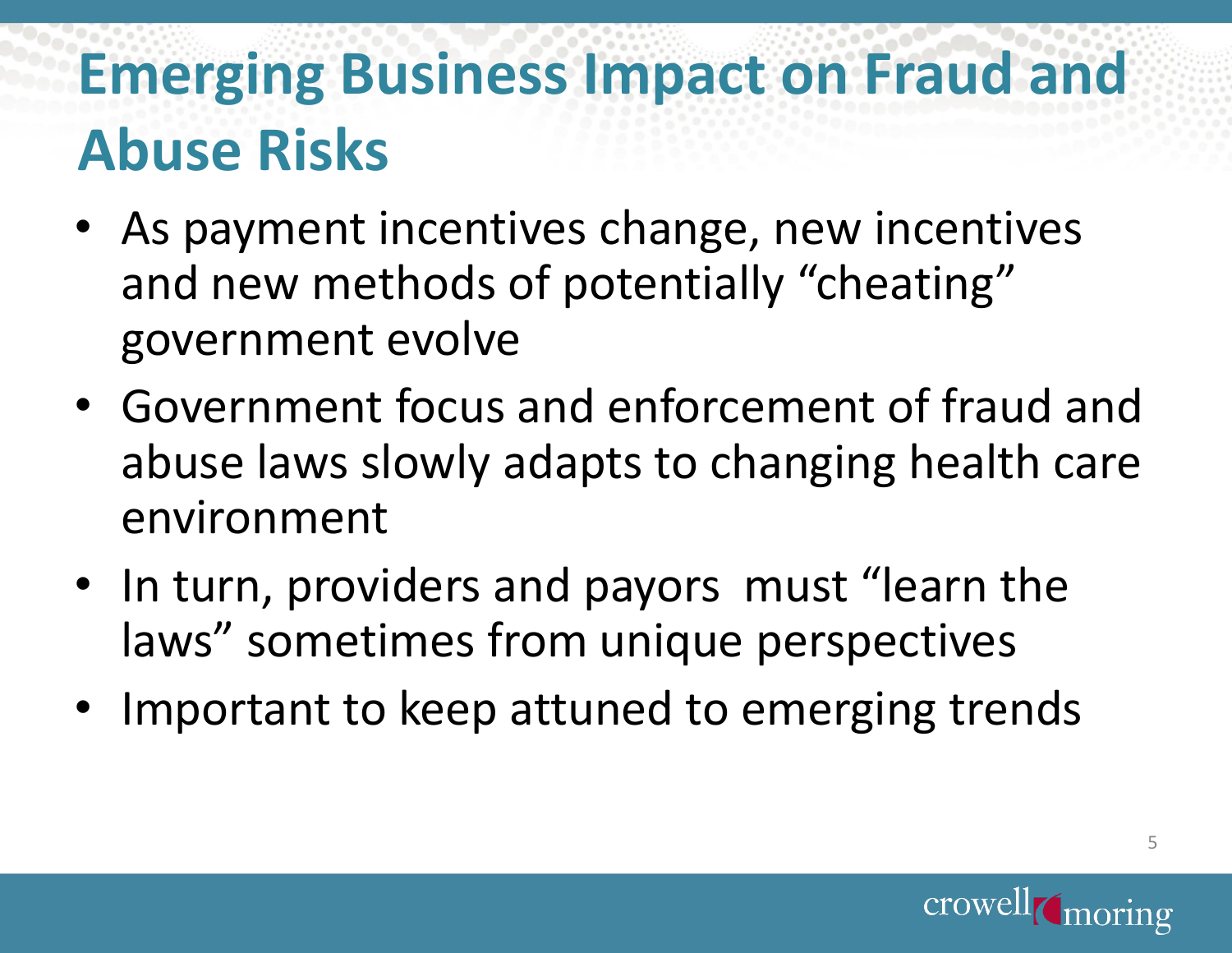# Emerging Business Impact on Fraud and Abuse Risks

- As payment incentives change, new incentives and new methods of potentially "cheating" government evolve
- Government focus and enforcement of fraud and abuse laws slowly adapts to changing health care environment
- In turn, providers and payors must "learn the laws" sometimes from unique perspectives
- Important to keep attuned to emerging trends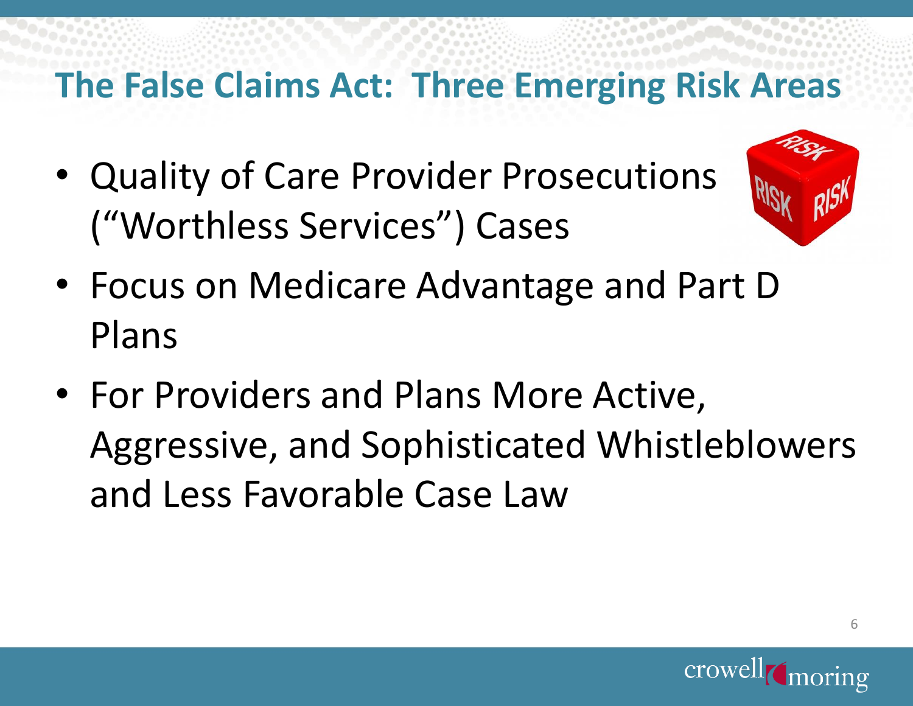# The False Claims Act:  Three Emerging Risk Areas

- Quality of Care Provider Prosecutions ("Worthless Services") Cases
- Focus on Medicare Advantage and Part D Plans
- For Providers and Plans More Active, Aggressive, and Sophisticated Whistleblowers and Less Favorable Case Law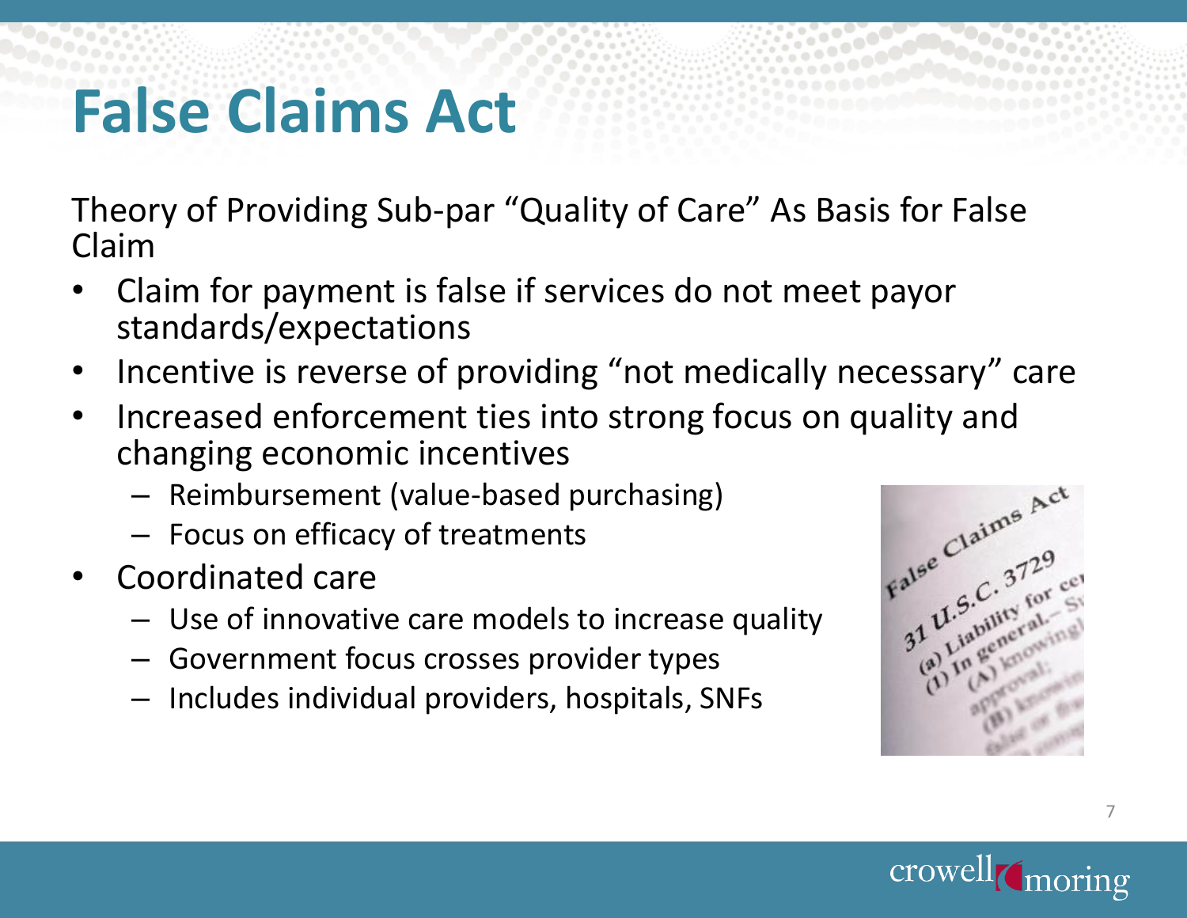# False Claims Act

Theory of Providing Sub-par "Quality of Care" As Basis for False Claim

- Claim for payment is false if services do not meet payor standards/expectations
- Incentive is reverse of providing "not medically necessary" care
- Increased enforcement ties into strong focus on quality and changing economic incentives
  - Reimbursement (value-based purchasing)
  - Focus on efficacy of treatments
- Coordinated care
  - Use of innovative care models to increase quality
  - Government focus crosses provider types
  - Includes individual providers, hospitals, SNFs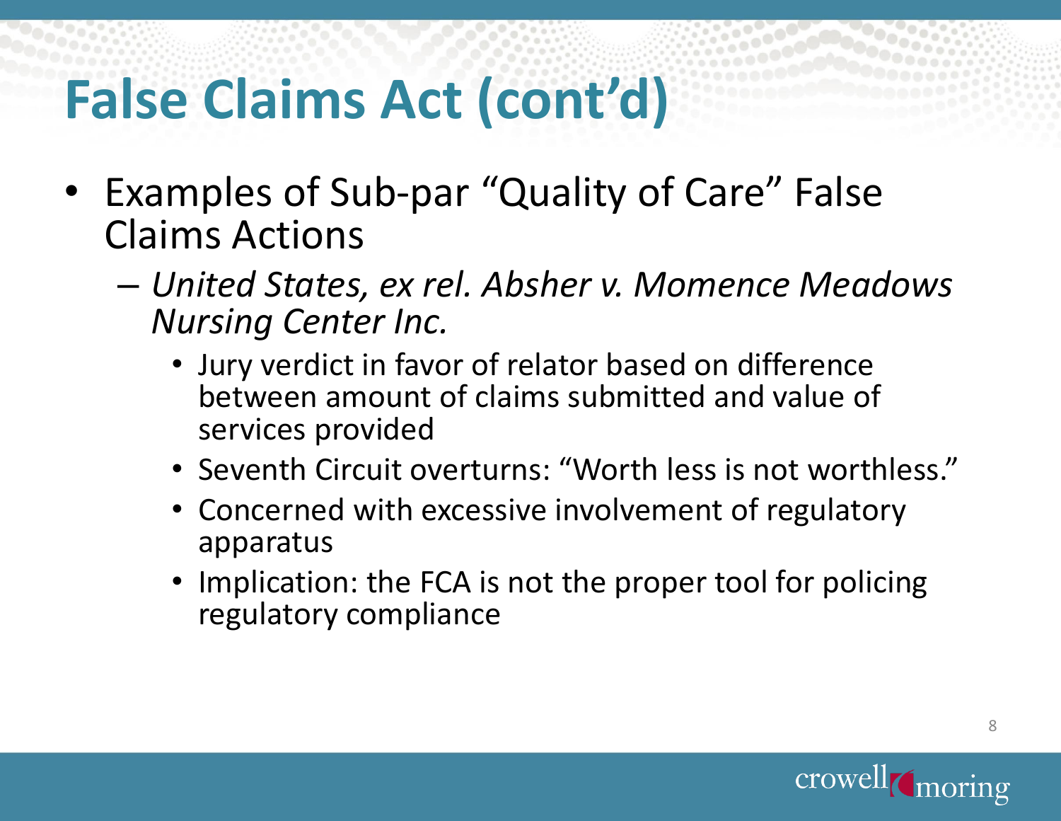# False Claims Act (cont'd)

- Examples of Sub-par "Quality of Care" False Claims Actions
  - *United States, ex rel. Absher v. Momence Meadows Nursing Center Inc.*
    - Jury verdict in favor of relator based on difference between amount of claims submitted and value of services provided
    - Seventh Circuit overturns: "Worth less is not worthless."
    - Concerned with excessive involvement of regulatory apparatus
    - Implication: the FCA is not the proper tool for policing regulatory compliance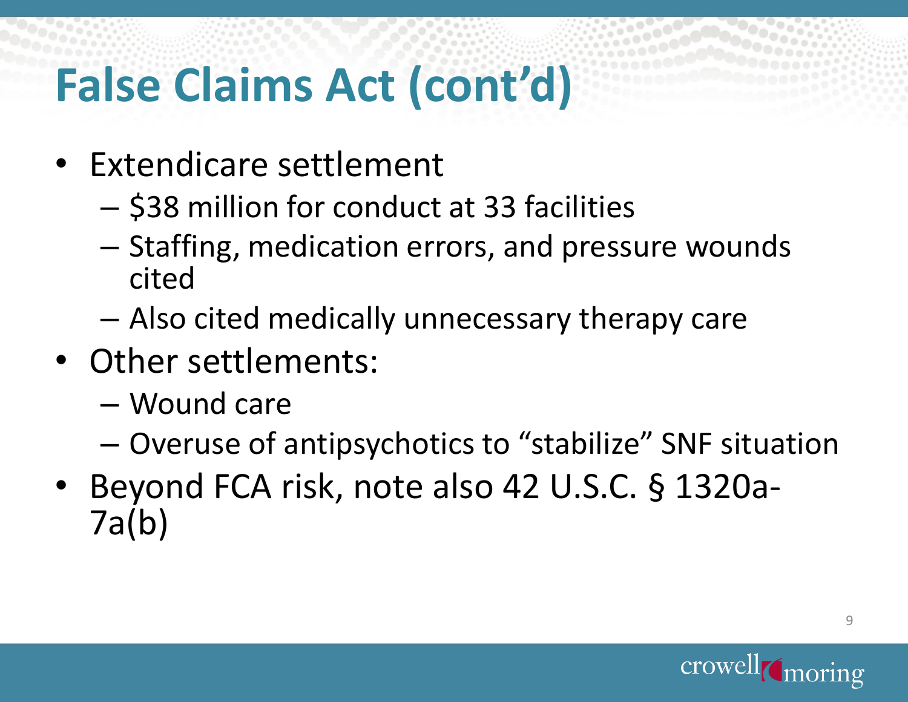# False Claims Act (cont'd)

- Extendicare settlement
  - $38 million for conduct at 33 facilities
  - Staffing, medication errors, and pressure wounds cited
  - Also cited medically unnecessary therapy care
- Other settlements:
  - Wound care
  - Overuse of antipsychotics to "stabilize" SNF situation
- Beyond FCA risk, note also 42 U.S.C. § 1320a-7a(b)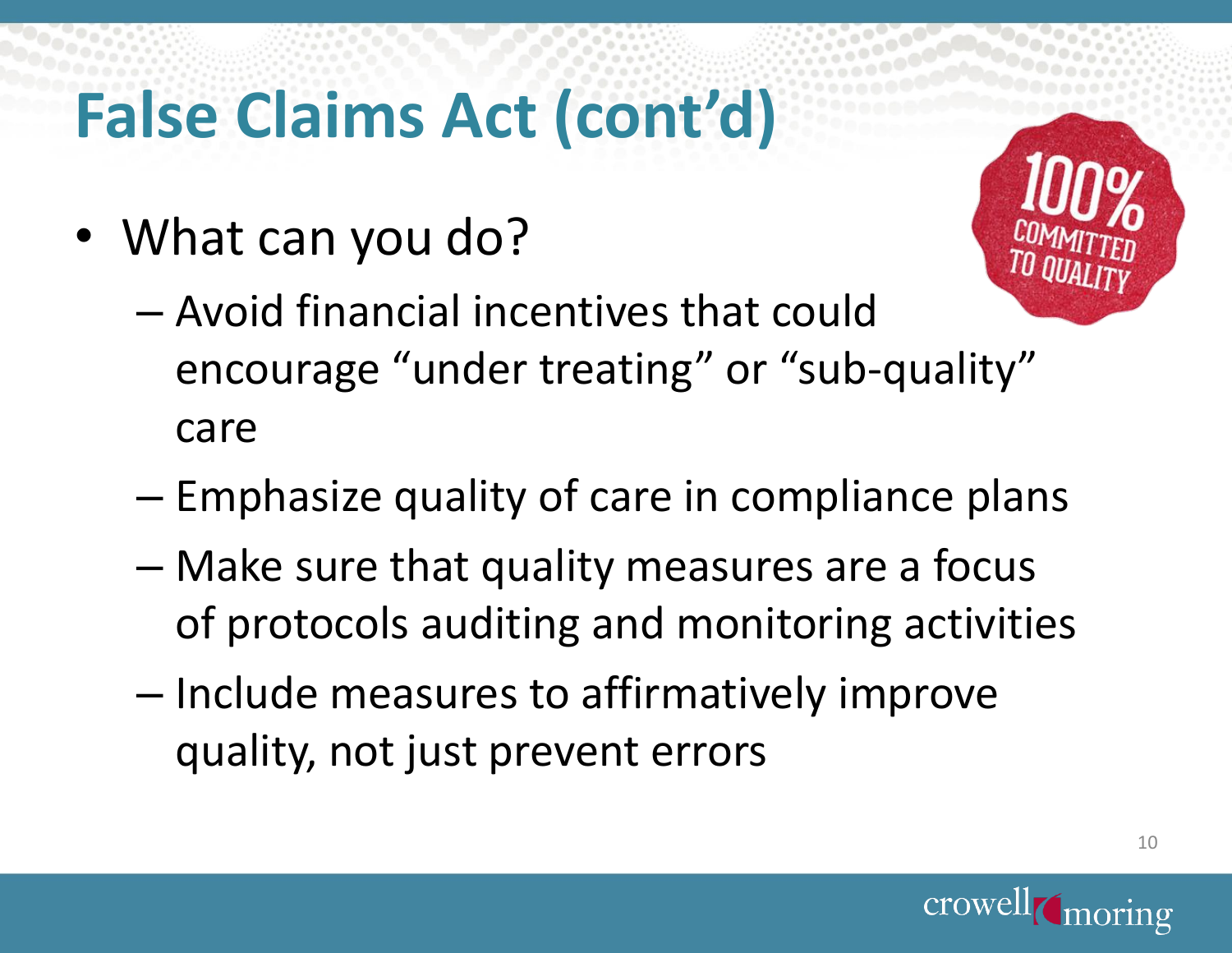# False Claims Act (cont'd)

- What can you do?
  - Avoid financial incentives that could encourage "under treating" or "sub-quality" care
  - Emphasize quality of care in compliance plans
  - Make sure that quality measures are a focus of protocols auditing and monitoring activities
  - Include measures to affirmatively improve quality, not just prevent errors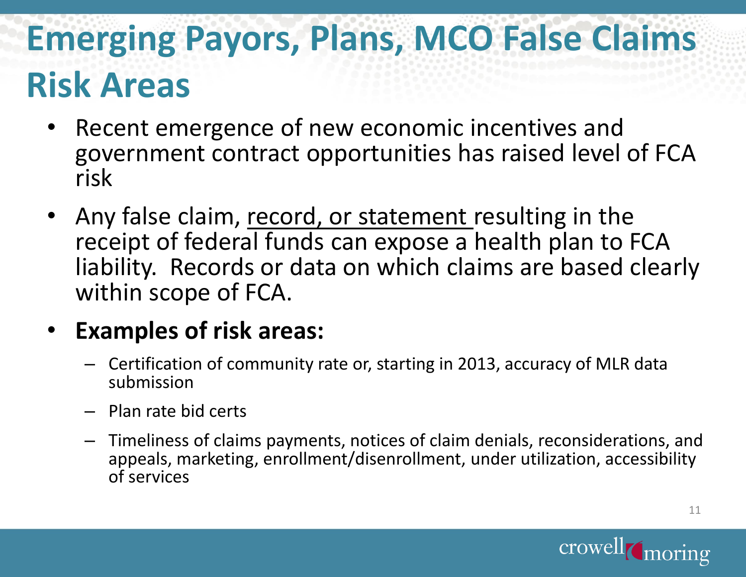# Emerging Payors, Plans, MCO False Claims Risk Areas

- Recent emergence of new economic incentives and government contract opportunities has raised level of FCA risk
- Any false claim, <u>record, or statement</u> resulting in the receipt of federal funds can expose a health plan to FCA liability. Records or data on which claims are based clearly within scope of FCA.
- **Examples of risk areas:**
  - Certification of community rate or, starting in 2013, accuracy of MLR data submission
  - Plan rate bid certs
  - Timeliness of claims payments, notices of claim denials, reconsiderations, and appeals, marketing, enrollment/disenrollment, under utilization, accessibility of services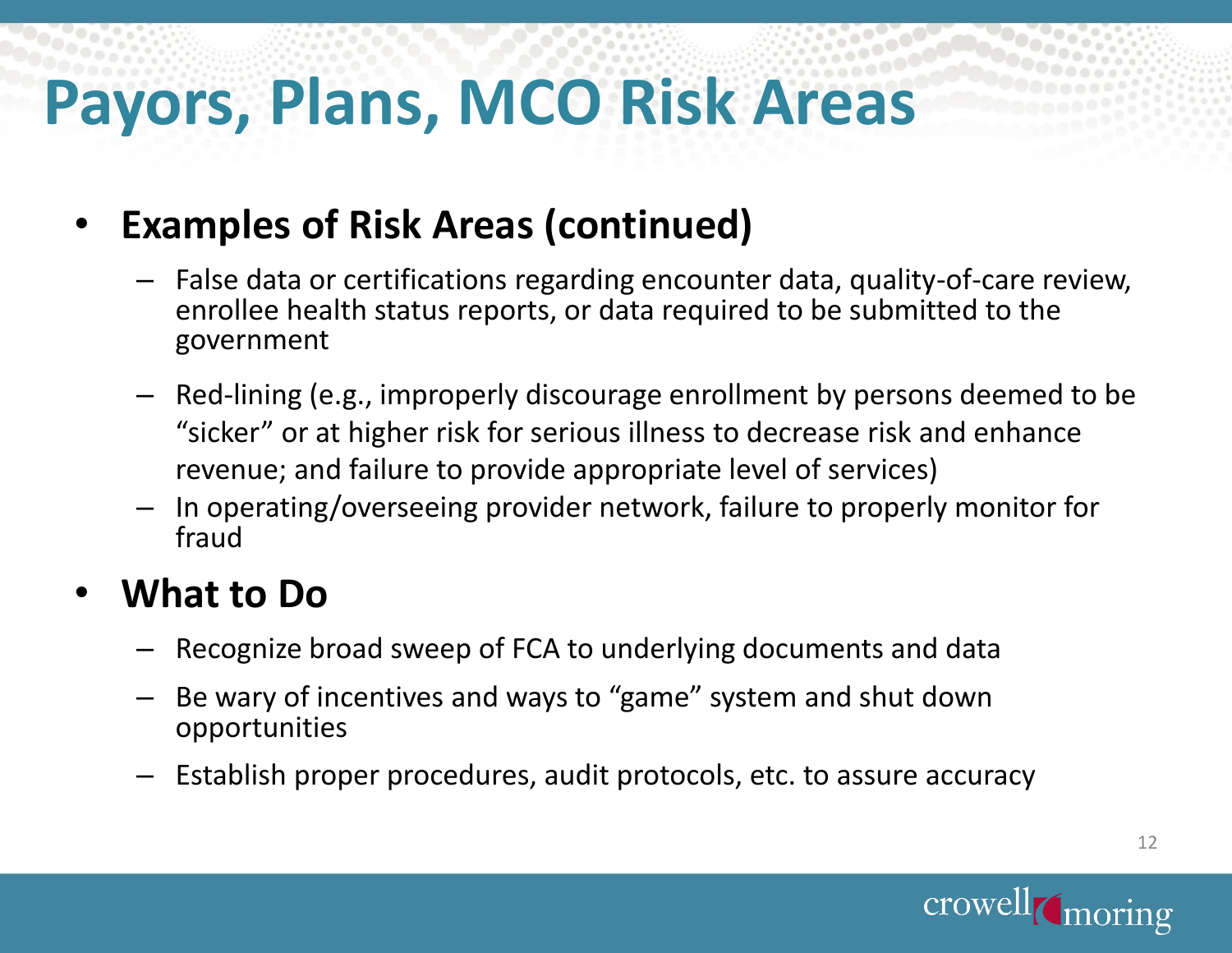# Payors, Plans, MCO Risk Areas

- **Examples of Risk Areas (continued)**
  - False data or certifications regarding encounter data, quality-of-care review, enrollee health status reports, or data required to be submitted to the government
  - Red-lining (e.g., improperly discourage enrollment by persons deemed to be "sicker" or at higher risk for serious illness to decrease risk and enhance revenue; and failure to provide appropriate level of services)
  - In operating/overseeing provider network, failure to properly monitor for fraud
- **What to Do**
  - Recognize broad sweep of FCA to underlying documents and data
  - Be wary of incentives and ways to "game" system and shut down opportunities
  - Establish proper procedures, audit protocols, etc. to assure accuracy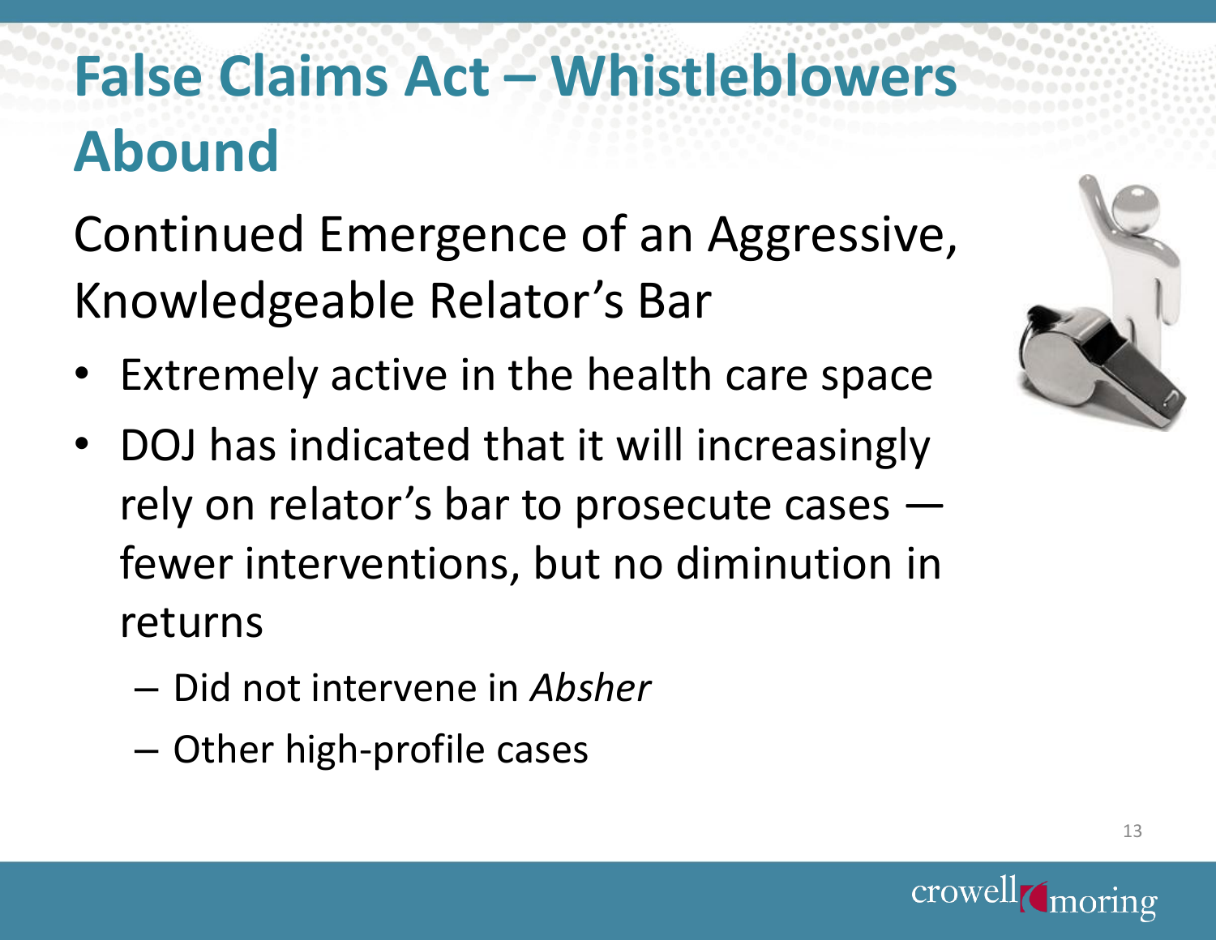# False Claims Act – Whistleblowers Abound

## Continued Emergence of an Aggressive, Knowledgeable Relator's Bar

- Extremely active in the health care space
- DOJ has indicated that it will increasingly rely on relator's bar to prosecute cases — fewer interventions, but no diminution in returns
  - Did not intervene in *Absher*
  - Other high-profile cases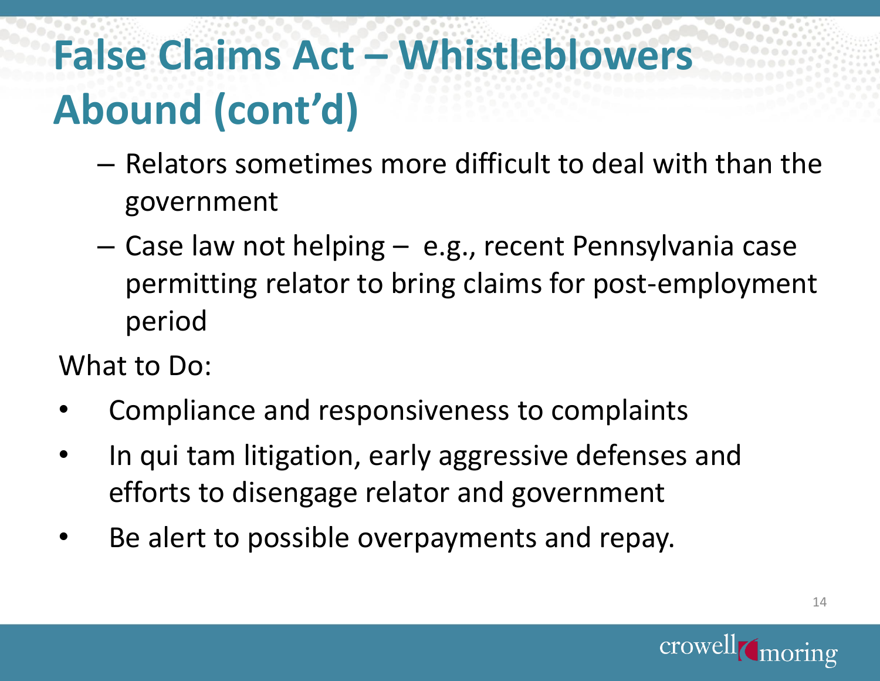# False Claims Act – Whistleblowers Abound (cont'd)

- Relators sometimes more difficult to deal with than the government
- Case law not helping – e.g., recent Pennsylvania case permitting relator to bring claims for post-employment period

What to Do:

- Compliance and responsiveness to complaints
- In qui tam litigation, early aggressive defenses and efforts to disengage relator and government
- Be alert to possible overpayments and repay.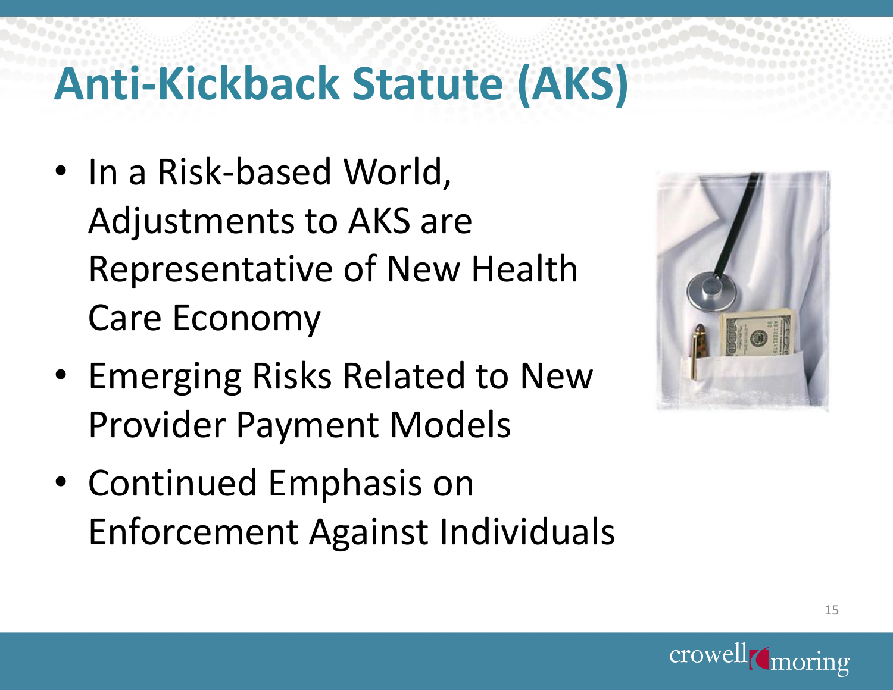# Anti-Kickback Statute (AKS)

- In a Risk-based World, Adjustments to AKS are Representative of New Health Care Economy
- Emerging Risks Related to New Provider Payment Models
- Continued Emphasis on Enforcement Against Individuals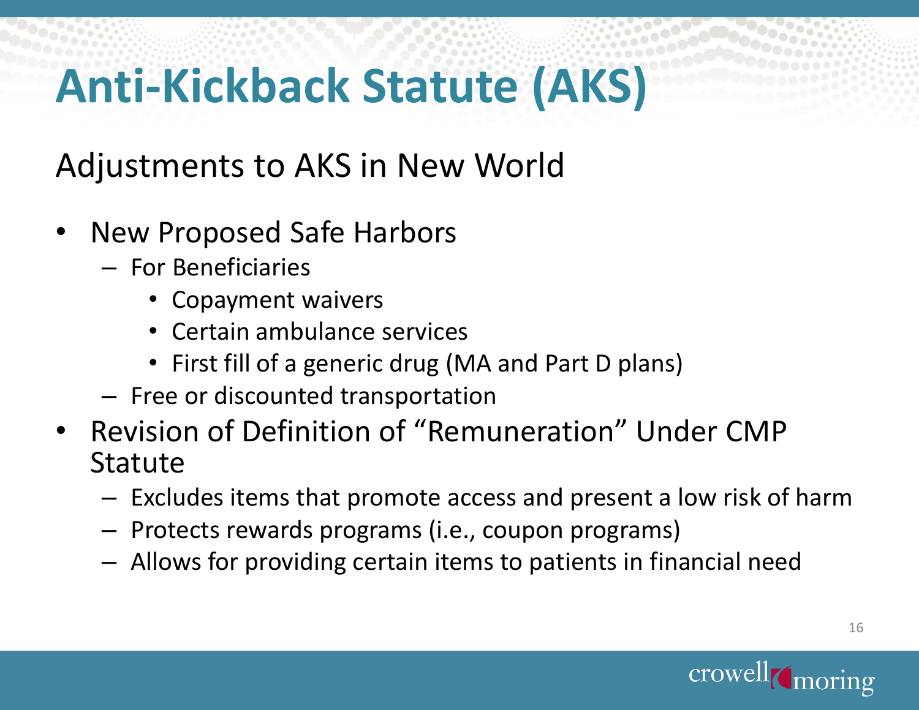# Anti-Kickback Statute (AKS)

## Adjustments to AKS in New World

- New Proposed Safe Harbors
  - For Beneficiaries
    - Copayment waivers
    - Certain ambulance services
    - First fill of a generic drug (MA and Part D plans)
  - Free or discounted transportation
- Revision of Definition of "Remuneration" Under CMP Statute
  - Excludes items that promote access and present a low risk of harm
  - Protects rewards programs (i.e., coupon programs)
  - Allows for providing certain items to patients in financial need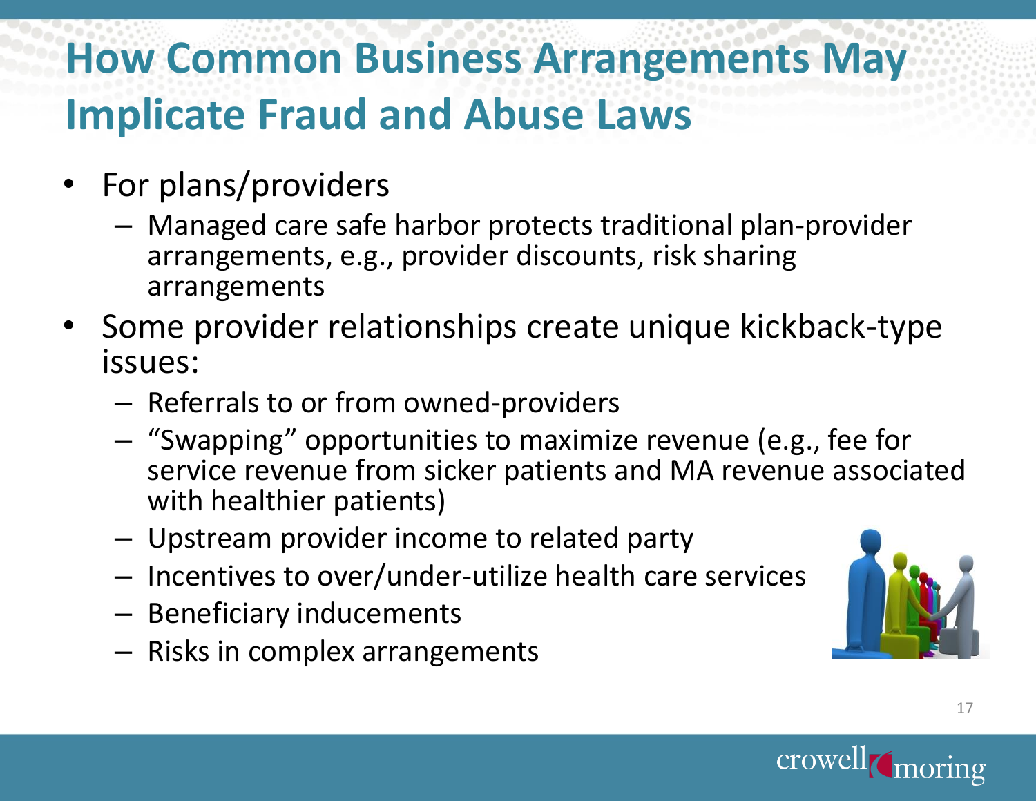# How Common Business Arrangements May Implicate Fraud and Abuse Laws

- For plans/providers
  - Managed care safe harbor protects traditional plan-provider arrangements, e.g., provider discounts, risk sharing arrangements
- Some provider relationships create unique kickback-type issues:
  - Referrals to or from owned-providers
  - "Swapping" opportunities to maximize revenue (e.g., fee for service revenue from sicker patients and MA revenue associated with healthier patients)
  - Upstream provider income to related party
  - Incentives to over/under-utilize health care services
  - Beneficiary inducements
  - Risks in complex arrangements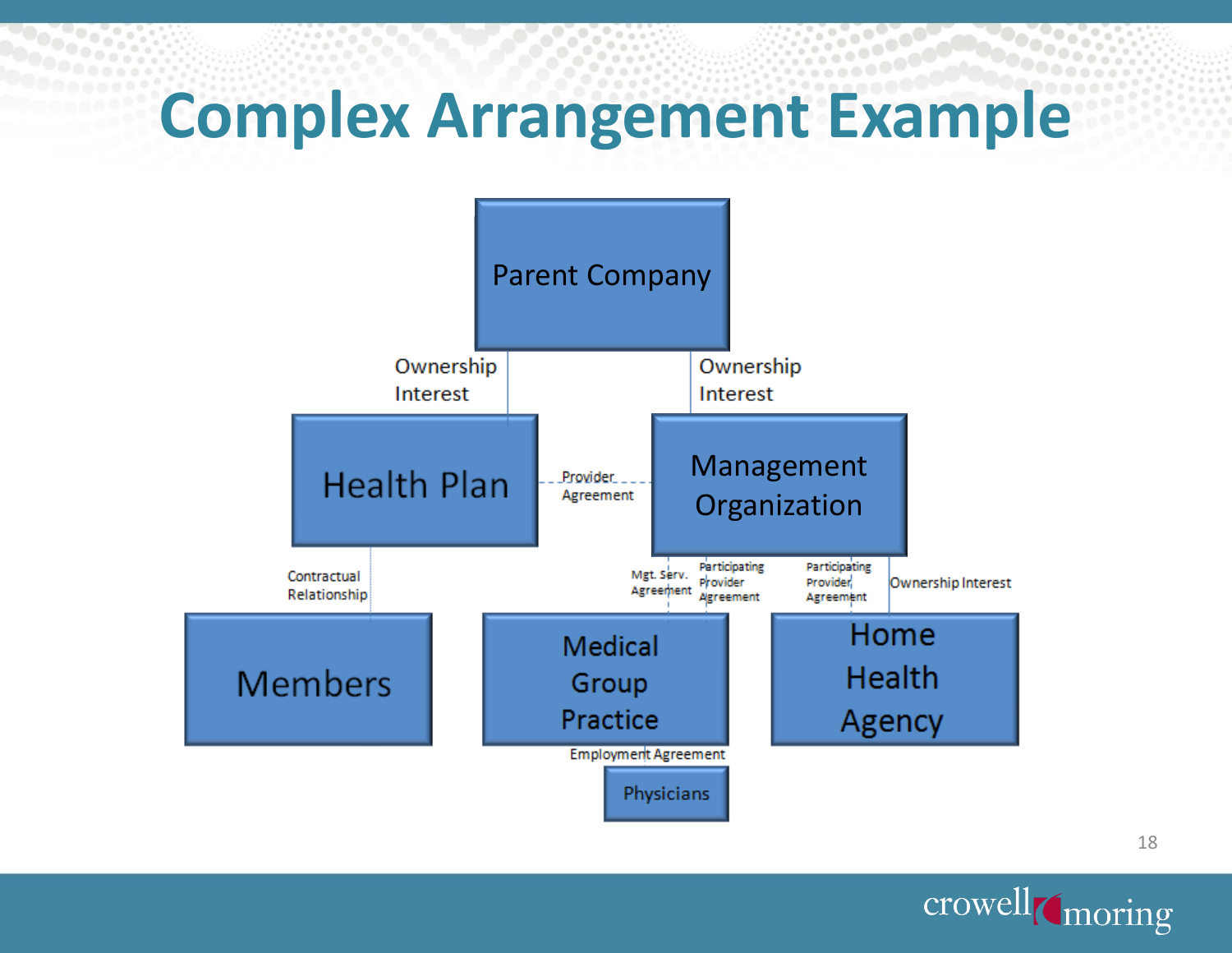# Complex Arrangement Example

- Parent Company
  - Ownership Interest → Health Plan
    - Contractual Relationship → Members
  - Ownership Interest → Management Organization
    - Mgt. Serv. Agreement → Medical Group Practice
    - Participating Provider Agreement → Medical Group Practice
    - Participating Provider Agreement → Home Health Agency
    - Ownership Interest → Home Health Agency
- Health Plan — Provider Agreement — Management Organization
- Medical Group Practice — Employment Agreement → Physicians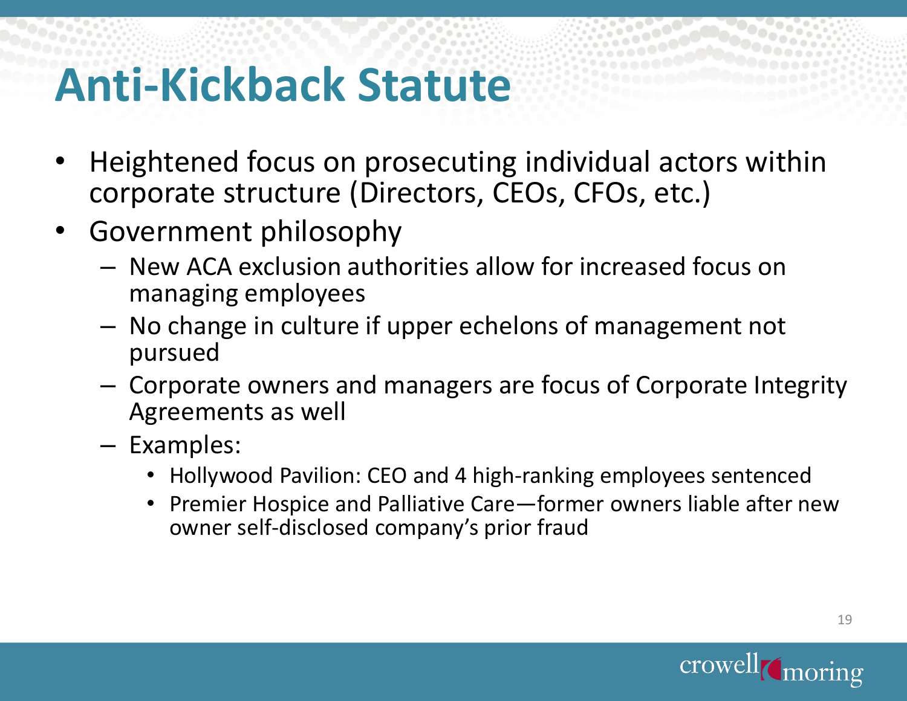# Anti-Kickback Statute

- Heightened focus on prosecuting individual actors within corporate structure (Directors, CEOs, CFOs, etc.)
- Government philosophy
  - New ACA exclusion authorities allow for increased focus on managing employees
  - No change in culture if upper echelons of management not pursued
  - Corporate owners and managers are focus of Corporate Integrity Agreements as well
  - Examples:
    - Hollywood Pavilion: CEO and 4 high-ranking employees sentenced
    - Premier Hospice and Palliative Care—former owners liable after new owner self-disclosed company's prior fraud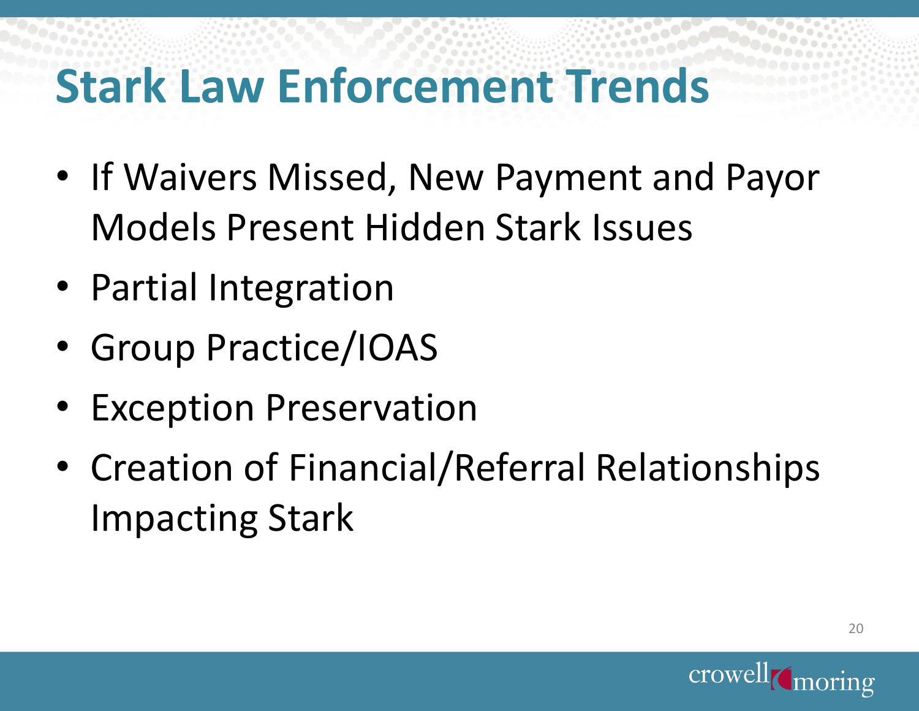# Stark Law Enforcement Trends

- If Waivers Missed, New Payment and Payor Models Present Hidden Stark Issues
- Partial Integration
- Group Practice/IOAS
- Exception Preservation
- Creation of Financial/Referral Relationships Impacting Stark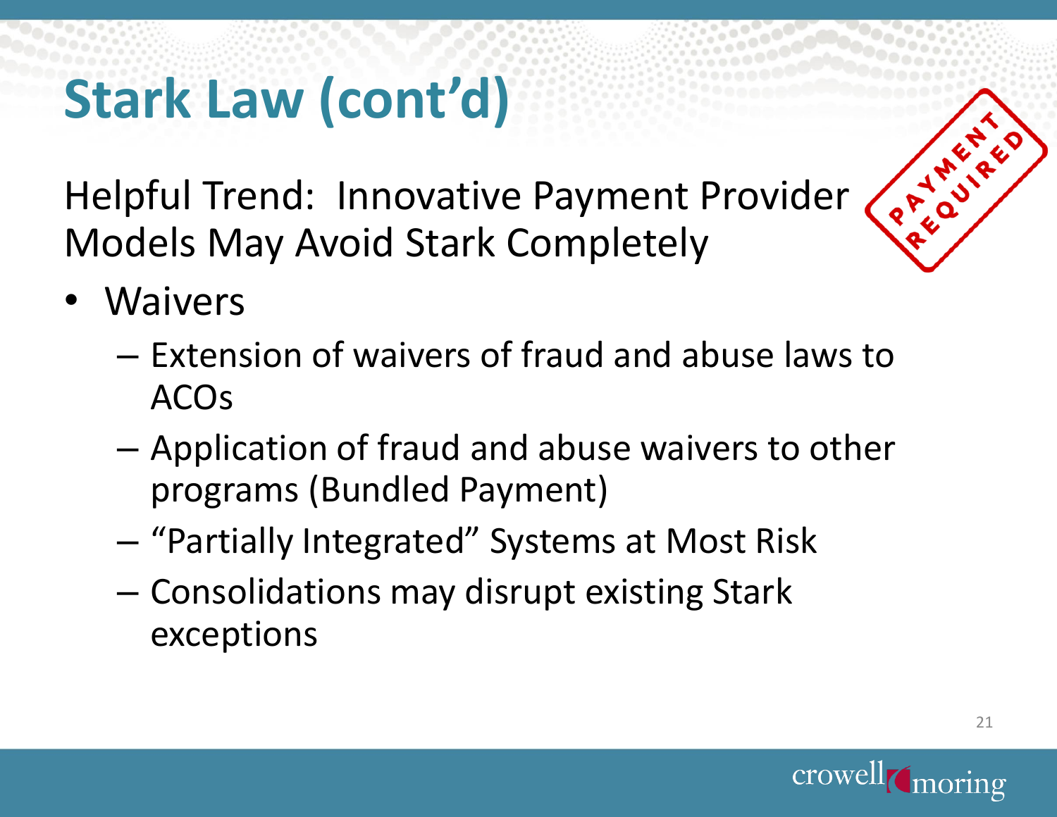# Stark Law (cont'd)

Helpful Trend: Innovative Payment Provider Models May Avoid Stark Completely

- Waivers
  - Extension of waivers of fraud and abuse laws to ACOs
  - Application of fraud and abuse waivers to other programs (Bundled Payment)
  - "Partially Integrated" Systems at Most Risk
  - Consolidations may disrupt existing Stark exceptions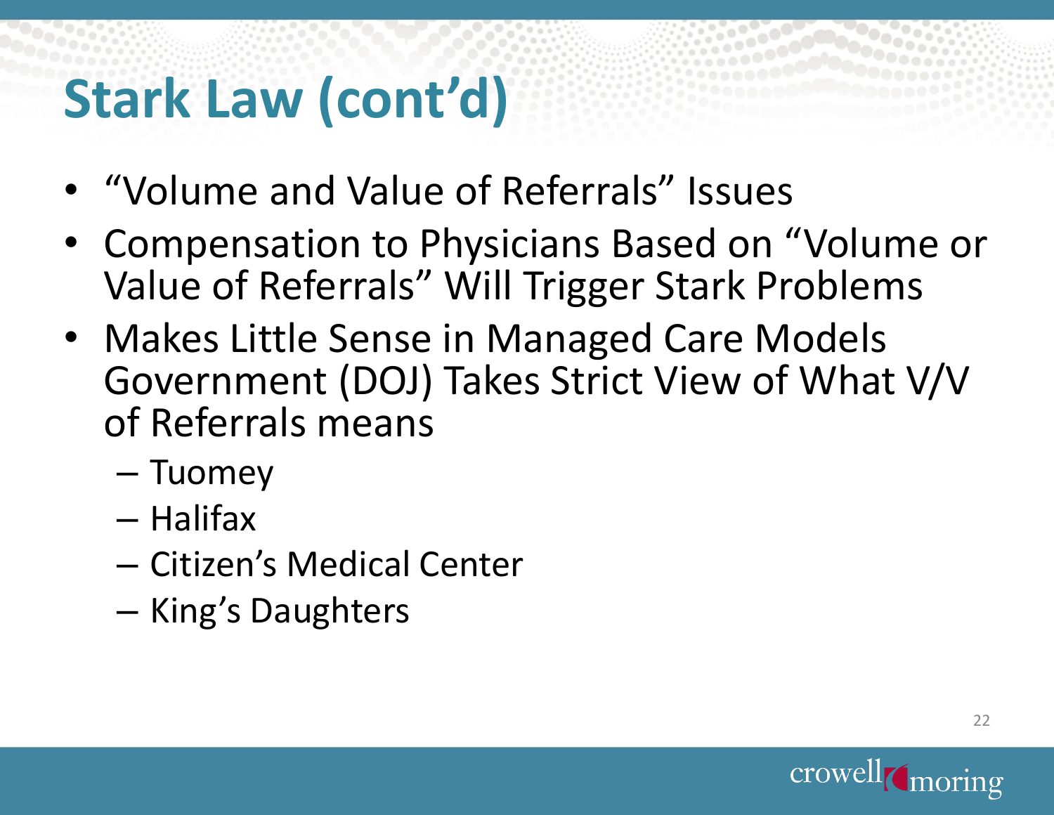# Stark Law (cont'd)

- "Volume and Value of Referrals" Issues
- Compensation to Physicians Based on "Volume or Value of Referrals" Will Trigger Stark Problems
- Makes Little Sense in Managed Care Models Government (DOJ) Takes Strict View of What V/V of Referrals means
  - Tuomey
  - Halifax
  - Citizen's Medical Center
  - King's Daughters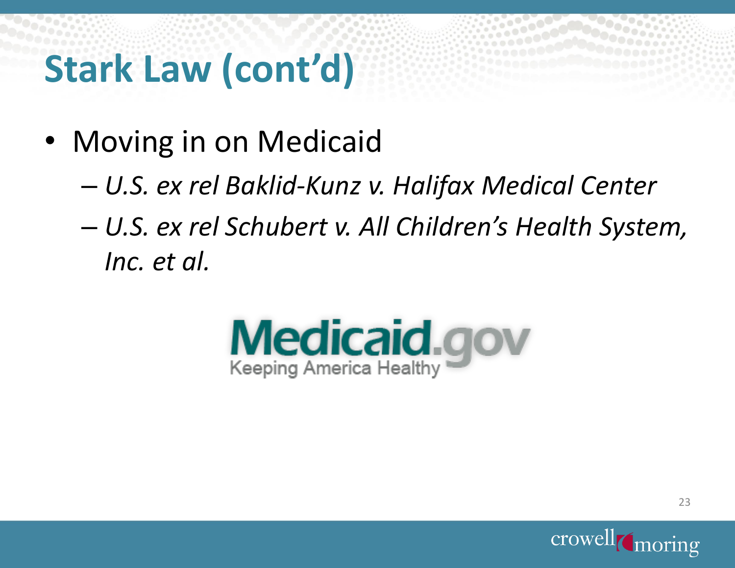# Stark Law (cont'd)

- Moving in on Medicaid
  - *U.S. ex rel Baklid-Kunz v. Halifax Medical Center*
  - *U.S. ex rel Schubert v. All Children's Health System, Inc. et al.*

Medicaid.gov
Keeping America Healthy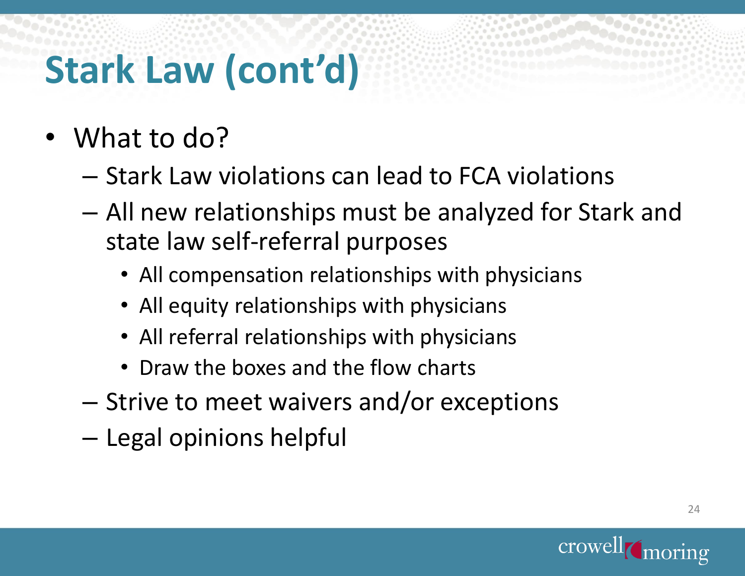# Stark Law (cont'd)

- What to do?
  - Stark Law violations can lead to FCA violations
  - All new relationships must be analyzed for Stark and state law self-referral purposes
    - All compensation relationships with physicians
    - All equity relationships with physicians
    - All referral relationships with physicians
    - Draw the boxes and the flow charts
  - Strive to meet waivers and/or exceptions
  - Legal opinions helpful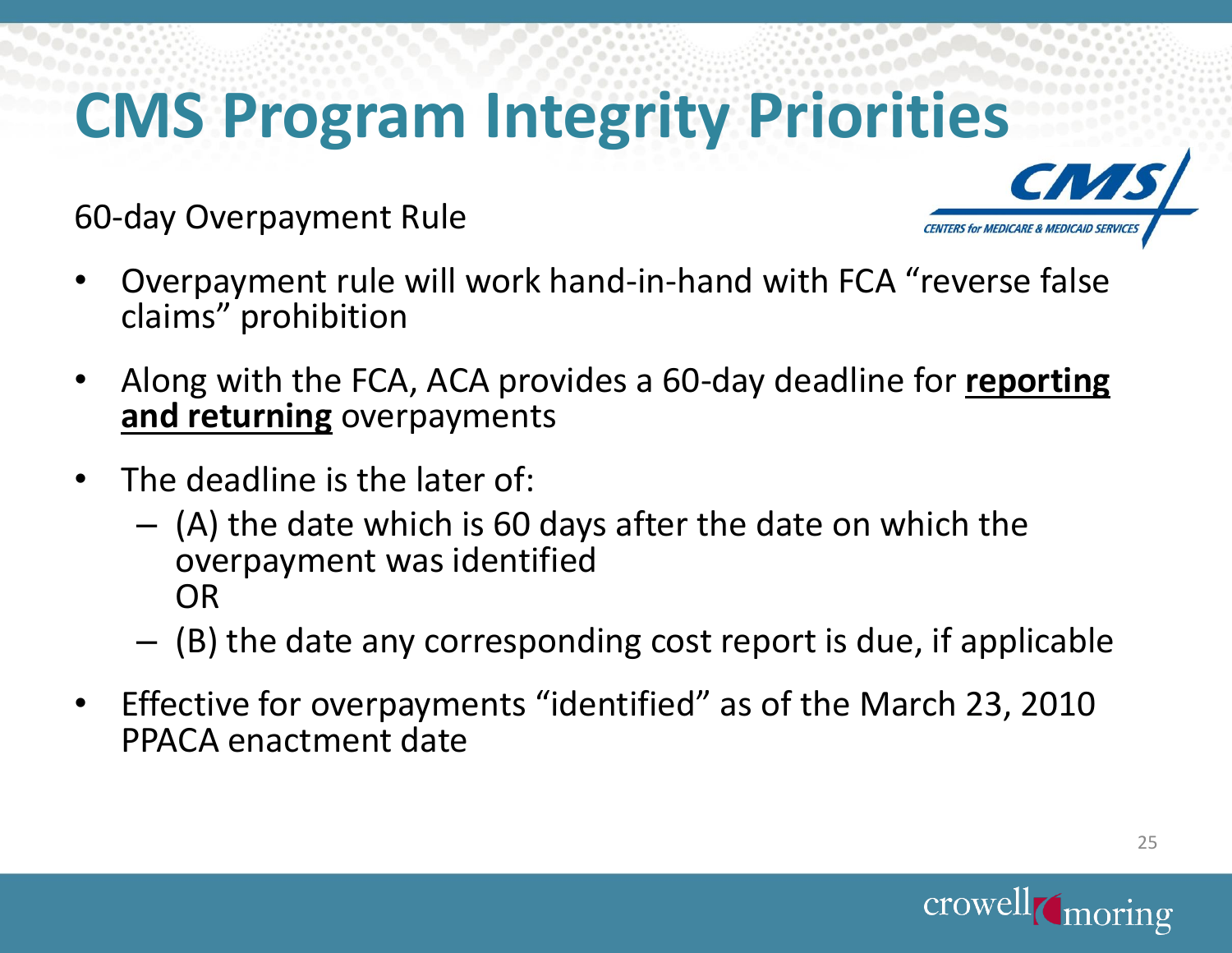# CMS Program Integrity Priorities

60-day Overpayment Rule

- Overpayment rule will work hand-in-hand with FCA "reverse false claims" prohibition
- Along with the FCA, ACA provides a 60-day deadline for **reporting and returning** overpayments
- The deadline is the later of:
  - (A) the date which is 60 days after the date on which the overpayment was identified
    OR
  - (B) the date any corresponding cost report is due, if applicable
- Effective for overpayments "identified" as of the March 23, 2010 PPACA enactment date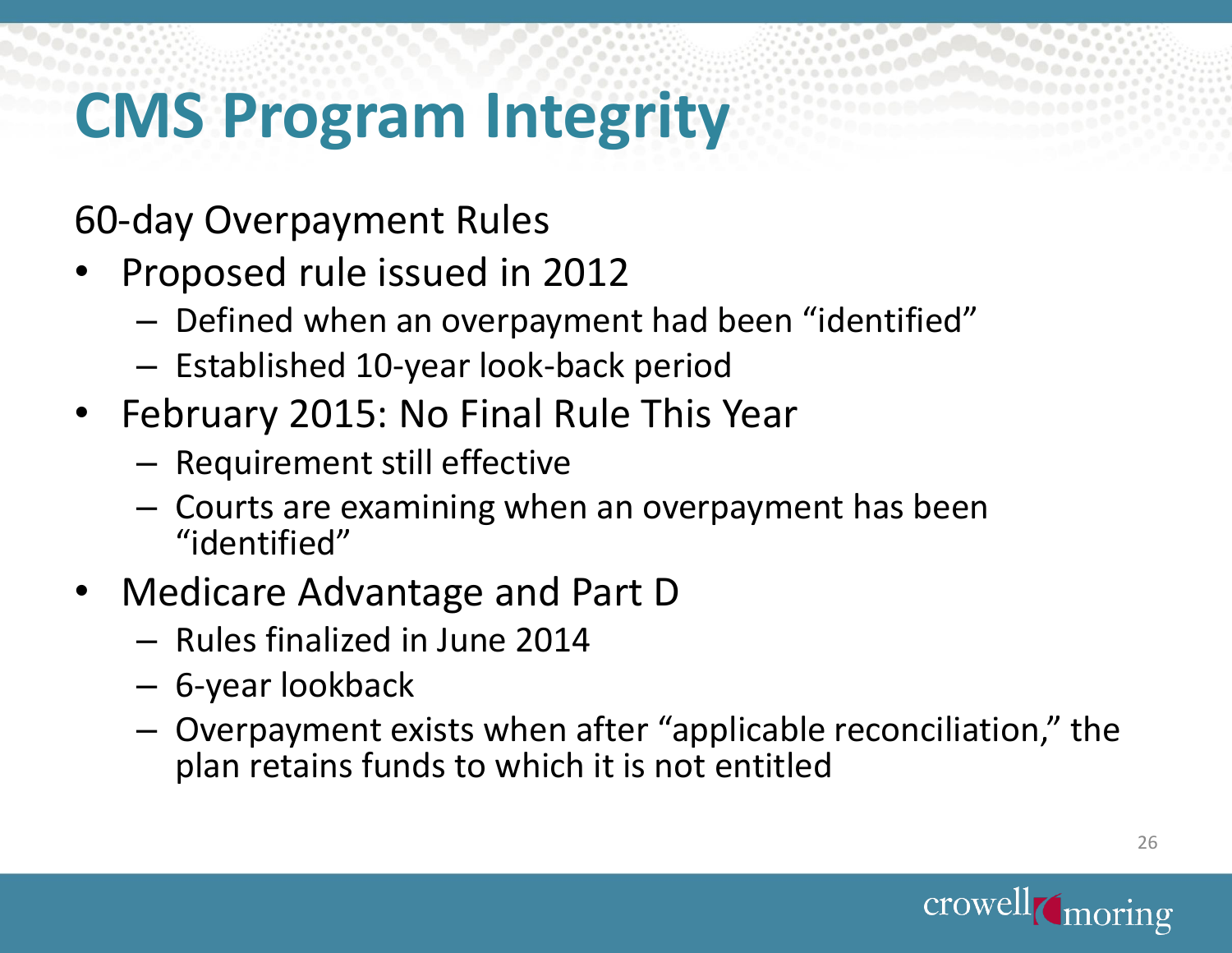# CMS Program Integrity

60-day Overpayment Rules

- Proposed rule issued in 2012
  - Defined when an overpayment had been "identified"
  - Established 10-year look-back period
- February 2015: No Final Rule This Year
  - Requirement still effective
  - Courts are examining when an overpayment has been "identified"
- Medicare Advantage and Part D
  - Rules finalized in June 2014
  - 6-year lookback
  - Overpayment exists when after "applicable reconciliation," the plan retains funds to which it is not entitled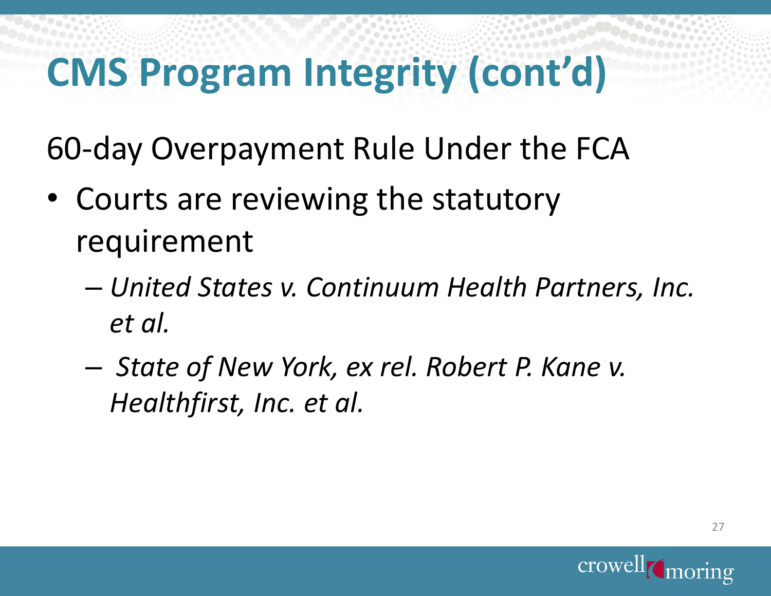# CMS Program Integrity (cont'd)

60-day Overpayment Rule Under the FCA

- Courts are reviewing the statutory requirement
  - *United States v. Continuum Health Partners, Inc. et al.*
  - *State of New York, ex rel. Robert P. Kane v. Healthfirst, Inc. et al.*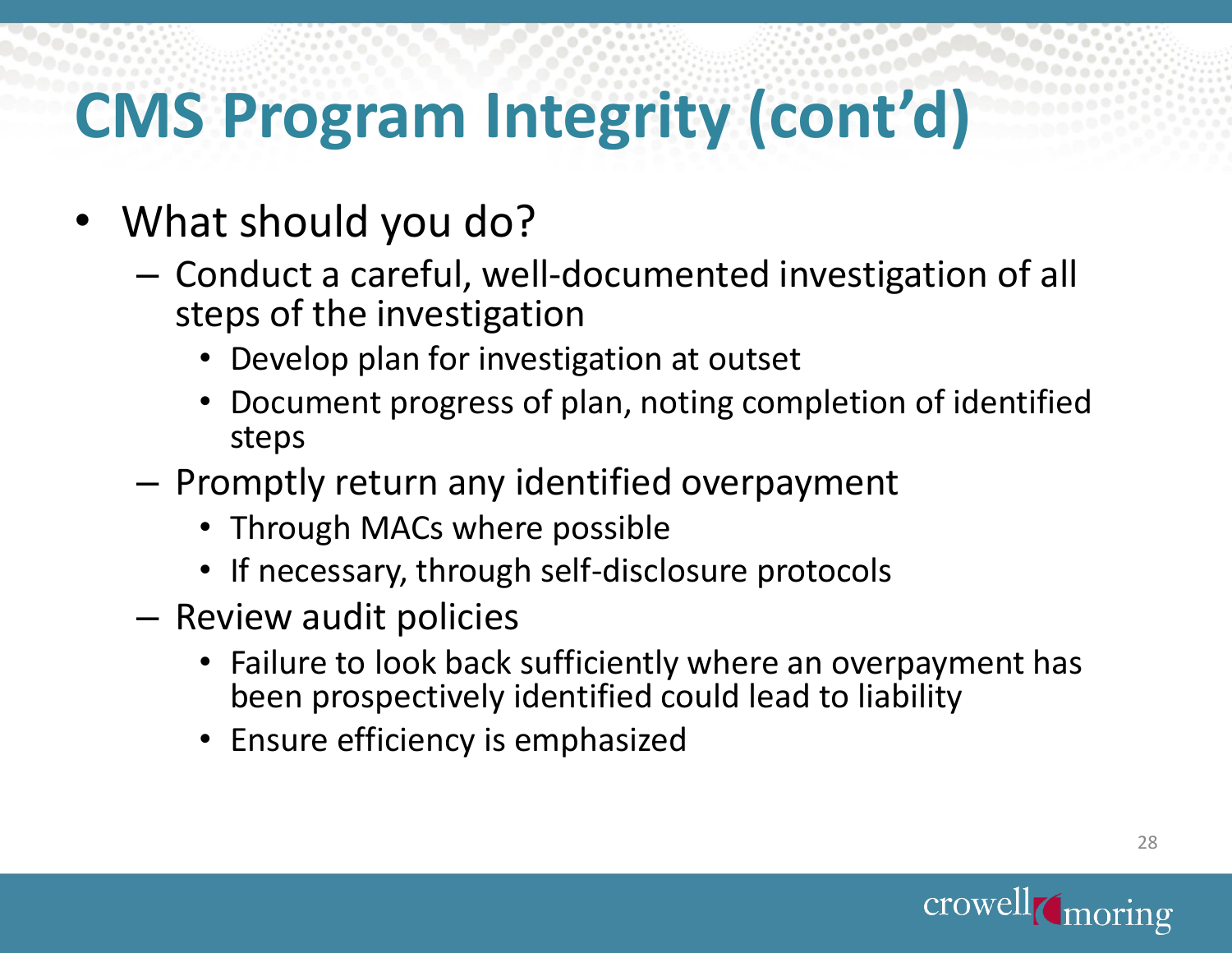# CMS Program Integrity (cont'd)

- What should you do?
  - Conduct a careful, well-documented investigation of all steps of the investigation
    - Develop plan for investigation at outset
    - Document progress of plan, noting completion of identified steps
  - Promptly return any identified overpayment
    - Through MACs where possible
    - If necessary, through self-disclosure protocols
  - Review audit policies
    - Failure to look back sufficiently where an overpayment has been prospectively identified could lead to liability
    - Ensure efficiency is emphasized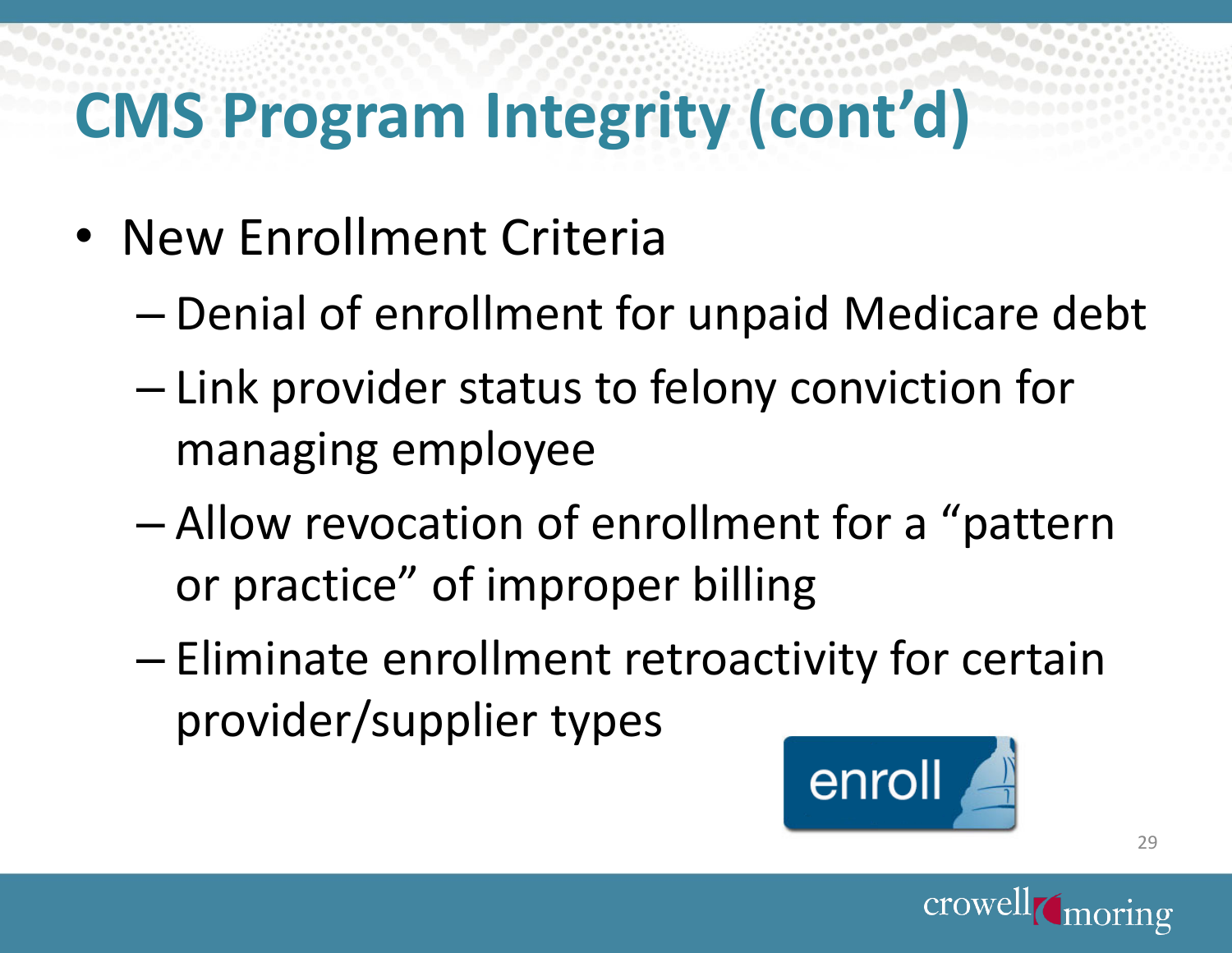# CMS Program Integrity (cont'd)

- New Enrollment Criteria
  - Denial of enrollment for unpaid Medicare debt
  - Link provider status to felony conviction for managing employee
  - Allow revocation of enrollment for a "pattern or practice" of improper billing
  - Eliminate enrollment retroactivity for certain provider/supplier types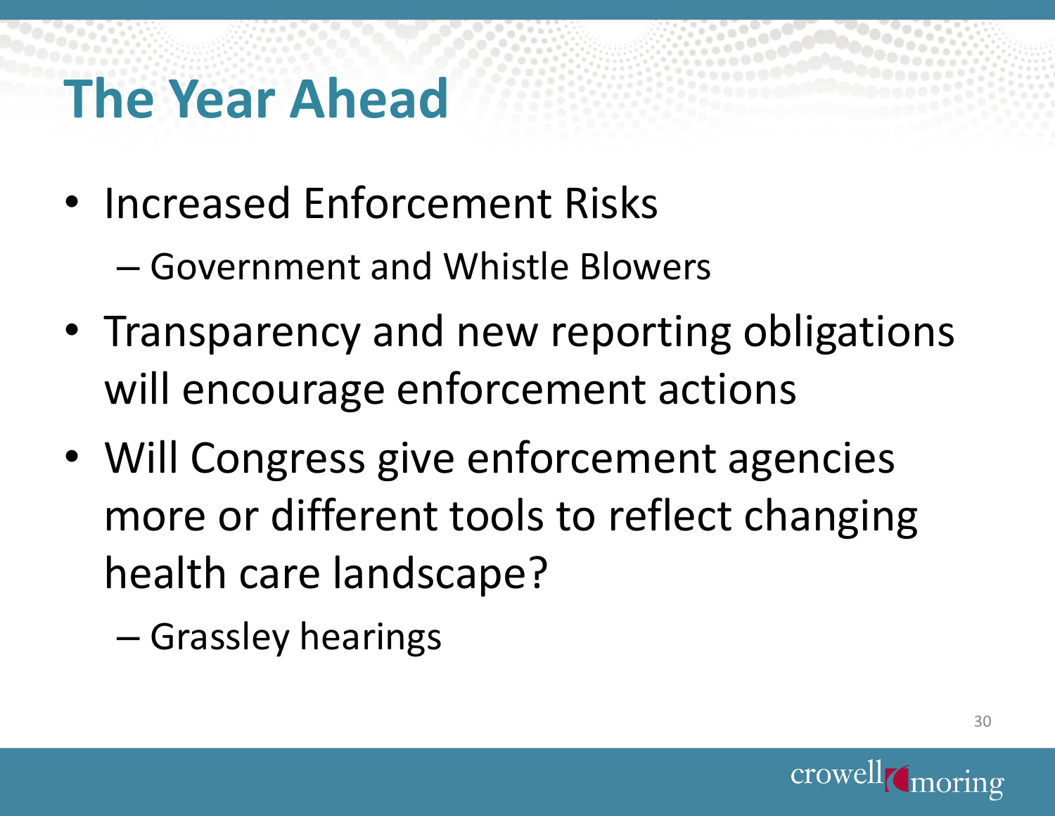# The Year Ahead

- Increased Enforcement Risks
  - Government and Whistle Blowers
- Transparency and new reporting obligations will encourage enforcement actions
- Will Congress give enforcement agencies more or different tools to reflect changing health care landscape?
  - Grassley hearings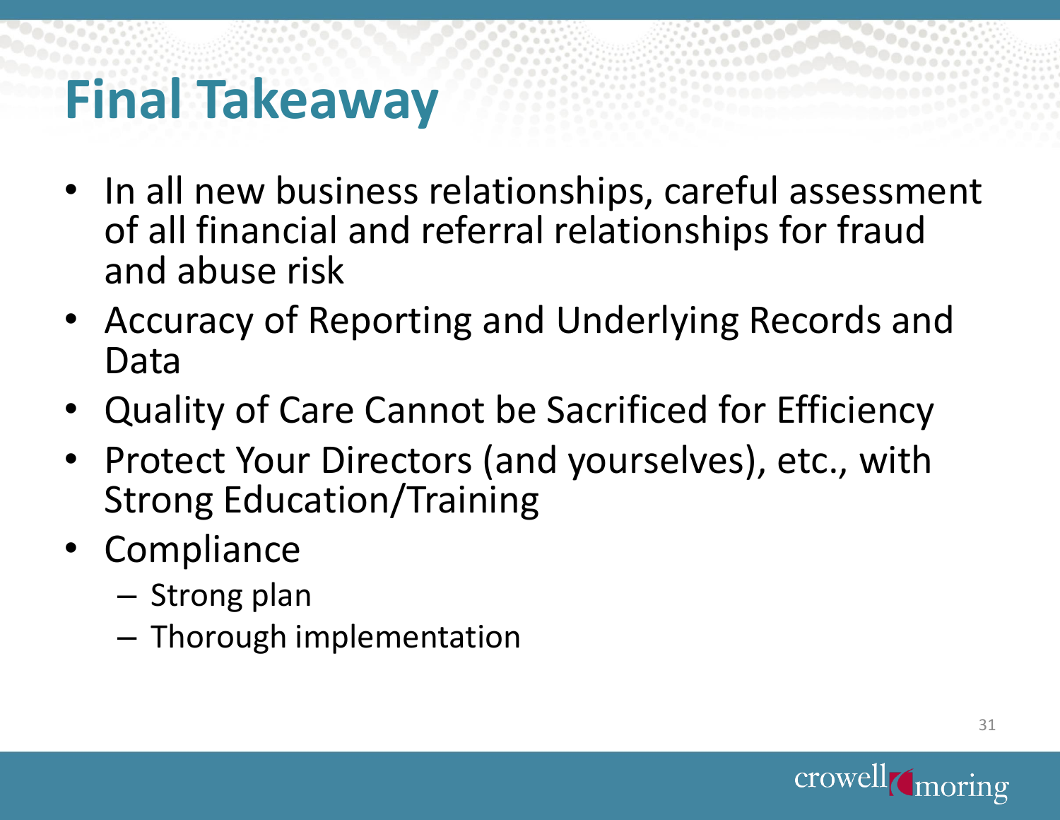# Final Takeaway

- In all new business relationships, careful assessment of all financial and referral relationships for fraud and abuse risk
- Accuracy of Reporting and Underlying Records and Data
- Quality of Care Cannot be Sacrificed for Efficiency
- Protect Your Directors (and yourselves), etc., with Strong Education/Training
- Compliance
  - Strong plan
  - Thorough implementation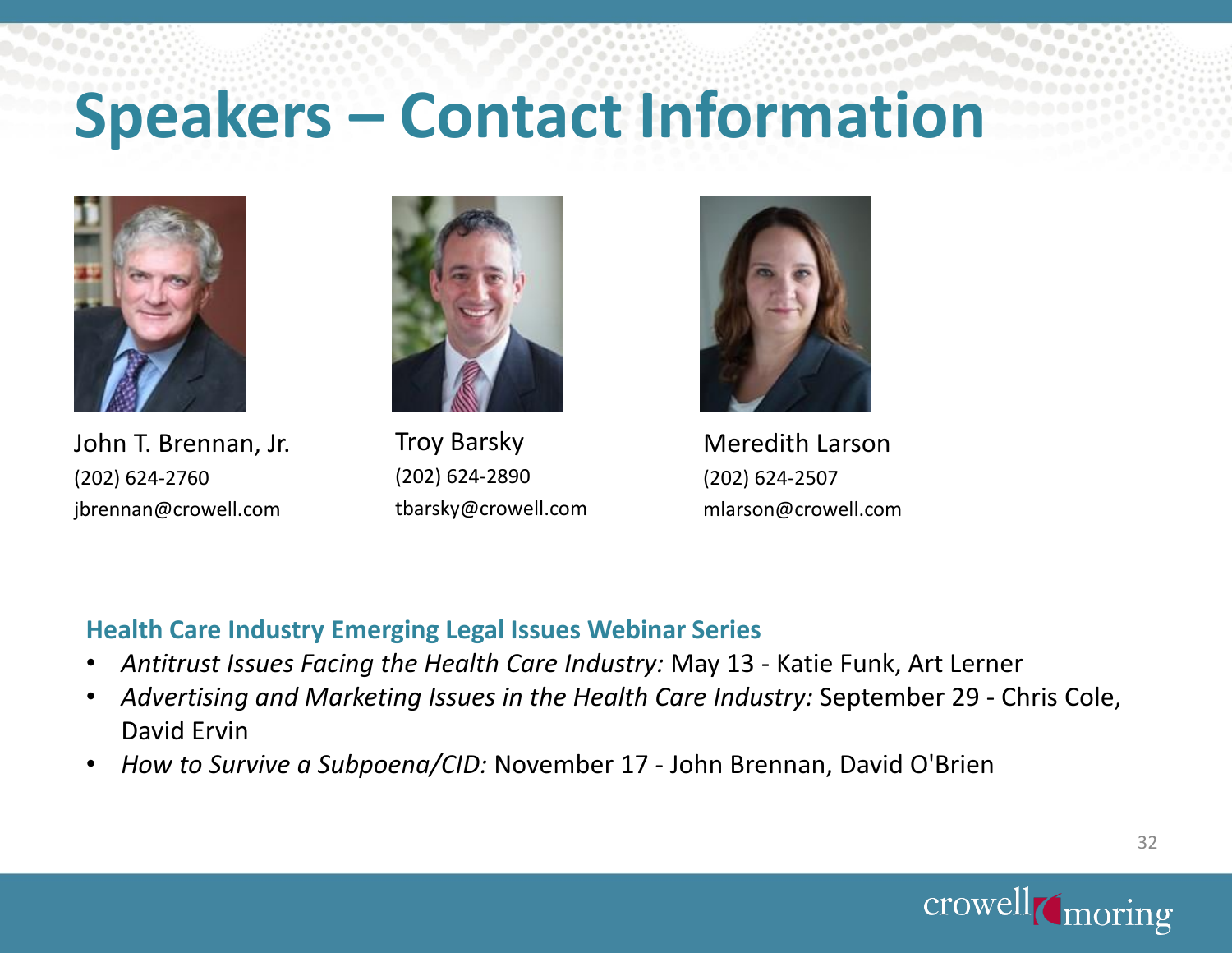# Speakers – Contact Information

John T. Brennan, Jr.
(202) 624-2760
jbrennan@crowell.com

Troy Barsky
(202) 624-2890
tbarsky@crowell.com

Meredith Larson
(202) 624-2507
mlarson@crowell.com

**Health Care Industry Emerging Legal Issues Webinar Series**

- *Antitrust Issues Facing the Health Care Industry:* May 13 - Katie Funk, Art Lerner
- *Advertising and Marketing Issues in the Health Care Industry:* September 29 - Chris Cole, David Ervin
- *How to Survive a Subpoena/CID:* November 17 - John Brennan, David O'Brien